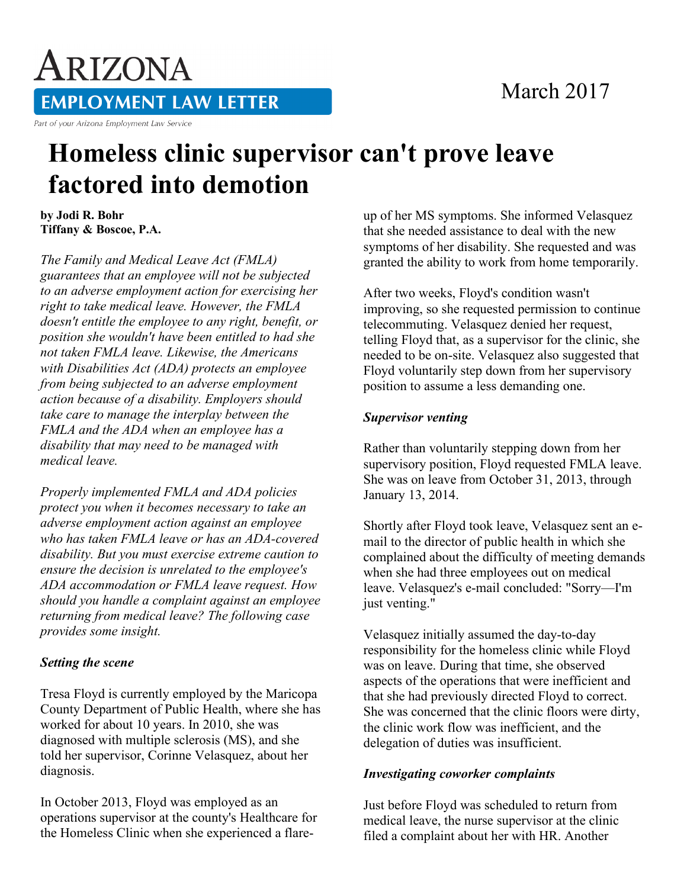# ARIZONA EMPLOYMENT LAW LETTER

Part of your Arizona Employment Law Service

March 2017

# Homeless clinic supervisor can't prove leave factored into demotion

**by Jodi R. Bohr**
**Tiffany & Boscoe, P.A.**

*The Family and Medical Leave Act (FMLA) guarantees that an employee will not be subjected to an adverse employment action for exercising her right to take medical leave. However, the FMLA doesn't entitle the employee to any right, benefit, or position she wouldn't have been entitled to had she not taken FMLA leave. Likewise, the Americans with Disabilities Act (ADA) protects an employee from being subjected to an adverse employment action because of a disability. Employers should take care to manage the interplay between the FMLA and the ADA when an employee has a disability that may need to be managed with medical leave.*

*Properly implemented FMLA and ADA policies protect you when it becomes necessary to take an adverse employment action against an employee who has taken FMLA leave or has an ADA-covered disability. But you must exercise extreme caution to ensure the decision is unrelated to the employee's ADA accommodation or FMLA leave request. How should you handle a complaint against an employee returning from medical leave? The following case provides some insight.*

### *Setting the scene*

Tresa Floyd is currently employed by the Maricopa County Department of Public Health, where she has worked for about 10 years. In 2010, she was diagnosed with multiple sclerosis (MS), and she told her supervisor, Corinne Velasquez, about her diagnosis.

In October 2013, Floyd was employed as an operations supervisor at the county's Healthcare for the Homeless Clinic when she experienced a flare-up of her MS symptoms. She informed Velasquez that she needed assistance to deal with the new symptoms of her disability. She requested and was granted the ability to work from home temporarily.

After two weeks, Floyd's condition wasn't improving, so she requested permission to continue telecommuting. Velasquez denied her request, telling Floyd that, as a supervisor for the clinic, she needed to be on-site. Velasquez also suggested that Floyd voluntarily step down from her supervisory position to assume a less demanding one.

### *Supervisor venting*

Rather than voluntarily stepping down from her supervisory position, Floyd requested FMLA leave. She was on leave from October 31, 2013, through January 13, 2014.

Shortly after Floyd took leave, Velasquez sent an e-mail to the director of public health in which she complained about the difficulty of meeting demands when she had three employees out on medical leave. Velasquez's e-mail concluded: "Sorry—I'm just venting."

Velasquez initially assumed the day-to-day responsibility for the homeless clinic while Floyd was on leave. During that time, she observed aspects of the operations that were inefficient and that she had previously directed Floyd to correct. She was concerned that the clinic floors were dirty, the clinic work flow was inefficient, and the delegation of duties was insufficient.

### *Investigating coworker complaints*

Just before Floyd was scheduled to return from medical leave, the nurse supervisor at the clinic filed a complaint about her with HR. Another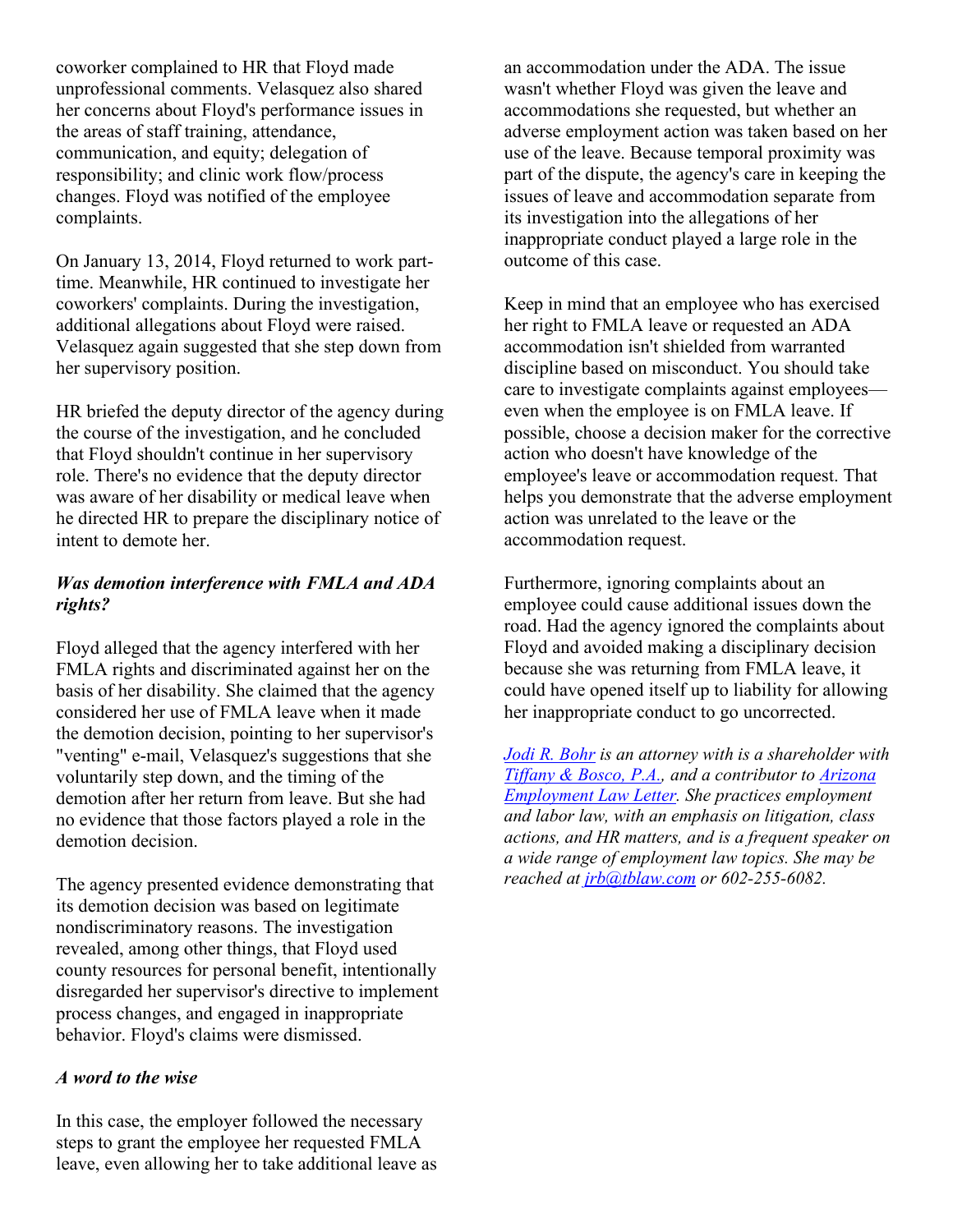coworker complained to HR that Floyd made unprofessional comments. Velasquez also shared her concerns about Floyd's performance issues in the areas of staff training, attendance, communication, and equity; delegation of responsibility; and clinic work flow/process changes. Floyd was notified of the employee complaints.

On January 13, 2014, Floyd returned to work part-time. Meanwhile, HR continued to investigate her coworkers' complaints. During the investigation, additional allegations about Floyd were raised. Velasquez again suggested that she step down from her supervisory position.

HR briefed the deputy director of the agency during the course of the investigation, and he concluded that Floyd shouldn't continue in her supervisory role. There's no evidence that the deputy director was aware of her disability or medical leave when he directed HR to prepare the disciplinary notice of intent to demote her.

### *Was demotion interference with FMLA and ADA rights?*

Floyd alleged that the agency interfered with her FMLA rights and discriminated against her on the basis of her disability. She claimed that the agency considered her use of FMLA leave when it made the demotion decision, pointing to her supervisor's "venting" e-mail, Velasquez's suggestions that she voluntarily step down, and the timing of the demotion after her return from leave. But she had no evidence that those factors played a role in the demotion decision.

The agency presented evidence demonstrating that its demotion decision was based on legitimate nondiscriminatory reasons. The investigation revealed, among other things, that Floyd used county resources for personal benefit, intentionally disregarded her supervisor's directive to implement process changes, and engaged in inappropriate behavior. Floyd's claims were dismissed.

### *A word to the wise*

In this case, the employer followed the necessary steps to grant the employee her requested FMLA leave, even allowing her to take additional leave as an accommodation under the ADA. The issue wasn't whether Floyd was given the leave and accommodations she requested, but whether an adverse employment action was taken based on her use of the leave. Because temporal proximity was part of the dispute, the agency's care in keeping the issues of leave and accommodation separate from its investigation into the allegations of her inappropriate conduct played a large role in the outcome of this case.

Keep in mind that an employee who has exercised her right to FMLA leave or requested an ADA accommodation isn't shielded from warranted discipline based on misconduct. You should take care to investigate complaints against employees—even when the employee is on FMLA leave. If possible, choose a decision maker for the corrective action who doesn't have knowledge of the employee's leave or accommodation request. That helps you demonstrate that the adverse employment action was unrelated to the leave or the accommodation request.

Furthermore, ignoring complaints about an employee could cause additional issues down the road. Had the agency ignored the complaints about Floyd and avoided making a disciplinary decision because she was returning from FMLA leave, it could have opened itself up to liability for allowing her inappropriate conduct to go uncorrected.

*Jodi R. Bohr is an attorney with is a shareholder with Tiffany & Bosco, P.A., and a contributor to Arizona Employment Law Letter. She practices employment and labor law, with an emphasis on litigation, class actions, and HR matters, and is a frequent speaker on a wide range of employment law topics. She may be reached at jrb@tblaw.com or 602-255-6082.*